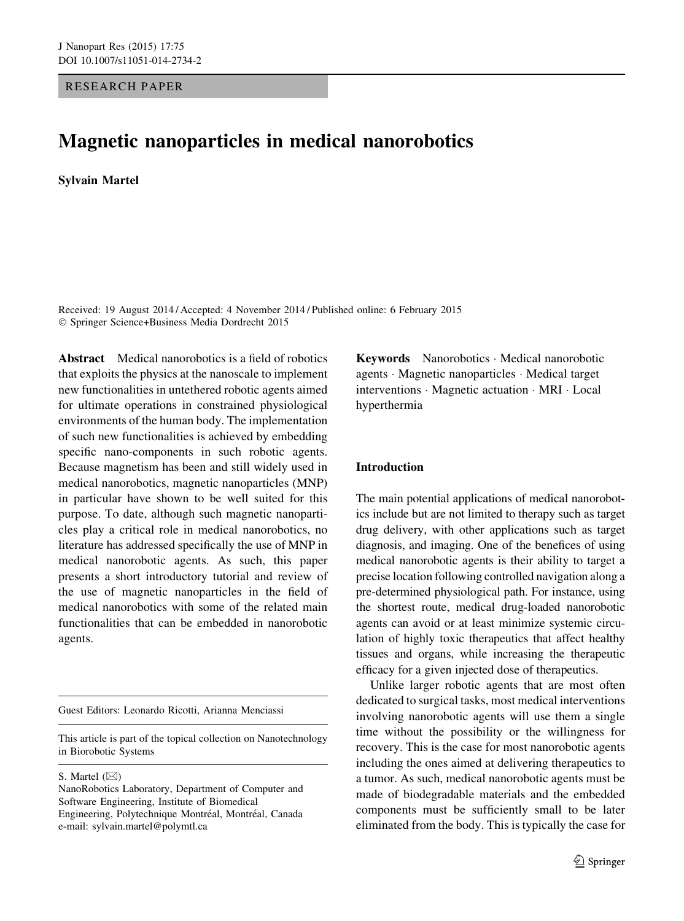RESEARCH PAPER

# Magnetic nanoparticles in medical nanorobotics

**Sylvain Martel**

Received: 19 August 2014 / Accepted: 4 November 2014 / Published online: 6 February 2015
© Springer Science+Business Media Dordrecht 2015

**Abstract** Medical nanorobotics is a field of robotics that exploits the physics at the nanoscale to implement new functionalities in untethered robotic agents aimed for ultimate operations in constrained physiological environments of the human body. The implementation of such new functionalities is achieved by embedding specific nano-components in such robotic agents. Because magnetism has been and still widely used in medical nanorobotics, magnetic nanoparticles (MNP) in particular have shown to be well suited for this purpose. To date, although such magnetic nanoparticles play a critical role in medical nanorobotics, no literature has addressed specifically the use of MNP in medical nanorobotic agents. As such, this paper presents a short introductory tutorial and review of the use of magnetic nanoparticles in the field of medical nanorobotics with some of the related main functionalities that can be embedded in nanorobotic agents.

**Keywords** Nanorobotics · Medical nanorobotic agents · Magnetic nanoparticles · Medical target interventions · Magnetic actuation · MRI · Local hyperthermia

Guest Editors: Leonardo Ricotti, Arianna Menciassi

This article is part of the topical collection on Nanotechnology in Biorobotic Systems

S. Martel (✉)
NanoRobotics Laboratory, Department of Computer and Software Engineering, Institute of Biomedical Engineering, Polytechnique Montréal, Montréal, Canada
e-mail: sylvain.martel@polymtl.ca

## Introduction

The main potential applications of medical nanorobotics include but are not limited to therapy such as target drug delivery, with other applications such as target diagnosis, and imaging. One of the benefices of using medical nanorobotic agents is their ability to target a precise location following controlled navigation along a pre-determined physiological path. For instance, using the shortest route, medical drug-loaded nanorobotic agents can avoid or at least minimize systemic circulation of highly toxic therapeutics that affect healthy tissues and organs, while increasing the therapeutic efficacy for a given injected dose of therapeutics.

Unlike larger robotic agents that are most often dedicated to surgical tasks, most medical interventions involving nanorobotic agents will use them a single time without the possibility or the willingness for recovery. This is the case for most nanorobotic agents including the ones aimed at delivering therapeutics to a tumor. As such, medical nanorobotic agents must be made of biodegradable materials and the embedded components must be sufficiently small to be later eliminated from the body. This is typically the case for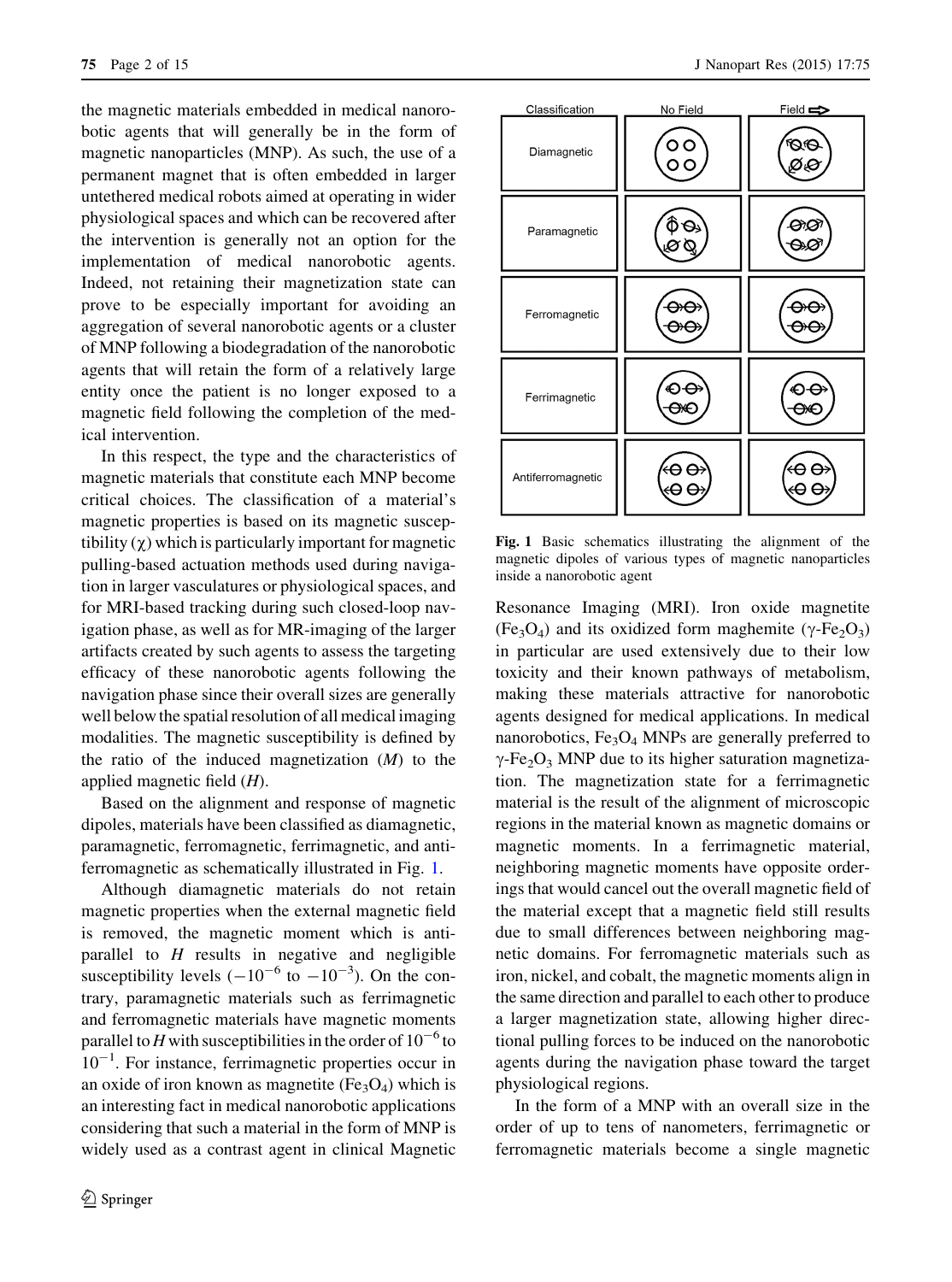the magnetic materials embedded in medical nanorobotic agents that will generally be in the form of magnetic nanoparticles (MNP). As such, the use of a permanent magnet that is often embedded in larger untethered medical robots aimed at operating in wider physiological spaces and which can be recovered after the intervention is generally not an option for the implementation of medical nanorobotic agents. Indeed, not retaining their magnetization state can prove to be especially important for avoiding an aggregation of several nanorobotic agents or a cluster of MNP following a biodegradation of the nanorobotic agents that will retain the form of a relatively large entity once the patient is no longer exposed to a magnetic field following the completion of the medical intervention.

In this respect, the type and the characteristics of magnetic materials that constitute each MNP become critical choices. The classification of a material's magnetic properties is based on its magnetic susceptibility ($\chi$) which is particularly important for magnetic pulling-based actuation methods used during navigation in larger vasculatures or physiological spaces, and for MRI-based tracking during such closed-loop navigation phase, as well as for MR-imaging of the larger artifacts created by such agents to assess the targeting efficacy of these nanorobotic agents following the navigation phase since their overall sizes are generally well below the spatial resolution of all medical imaging modalities. The magnetic susceptibility is defined by the ratio of the induced magnetization ($M$) to the applied magnetic field ($H$).

Based on the alignment and response of magnetic dipoles, materials have been classified as diamagnetic, paramagnetic, ferromagnetic, ferrimagnetic, and antiferromagnetic as schematically illustrated in Fig. 1.

Although diamagnetic materials do not retain magnetic properties when the external magnetic field is removed, the magnetic moment which is antiparallel to $H$ results in negative and negligible susceptibility levels ($-10^{-6}$ to $-10^{-3}$). On the contrary, paramagnetic materials such as ferrimagnetic and ferromagnetic materials have magnetic moments parallel to $H$ with susceptibilities in the order of $10^{-6}$ to $10^{-1}$. For instance, ferrimagnetic properties occur in an oxide of iron known as magnetite ($Fe_3O_4$) which is an interesting fact in medical nanorobotic applications considering that such a material in the form of MNP is widely used as a contrast agent in clinical Magnetic

Classification | No Field | Field

Diamagnetic

Paramagnetic

Ferromagnetic

Ferrimagnetic

Antiferromagnetic

**Fig. 1** Basic schematics illustrating the alignment of the magnetic dipoles of various types of magnetic nanoparticles inside a nanorobotic agent

Resonance Imaging (MRI). Iron oxide magnetite ($Fe_3O_4$) and its oxidized form maghemite ($\gamma$-$Fe_2O_3$) in particular are used extensively due to their low toxicity and their known pathways of metabolism, making these materials attractive for nanorobotic agents designed for medical applications. In medical nanorobotics, $Fe_3O_4$ MNPs are generally preferred to $\gamma$-$Fe_2O_3$ MNP due to its higher saturation magnetization. The magnetization state for a ferrimagnetic material is the result of the alignment of microscopic regions in the material known as magnetic domains or magnetic moments. In a ferrimagnetic material, neighboring magnetic moments have opposite orderings that would cancel out the overall magnetic field of the material except that a magnetic field still results due to small differences between neighboring magnetic domains. For ferromagnetic materials such as iron, nickel, and cobalt, the magnetic moments align in the same direction and parallel to each other to produce a larger magnetization state, allowing higher directional pulling forces to be induced on the nanorobotic agents during the navigation phase toward the target physiological regions.

In the form of a MNP with an overall size in the order of up to tens of nanometers, ferrimagnetic or ferromagnetic materials become a single magnetic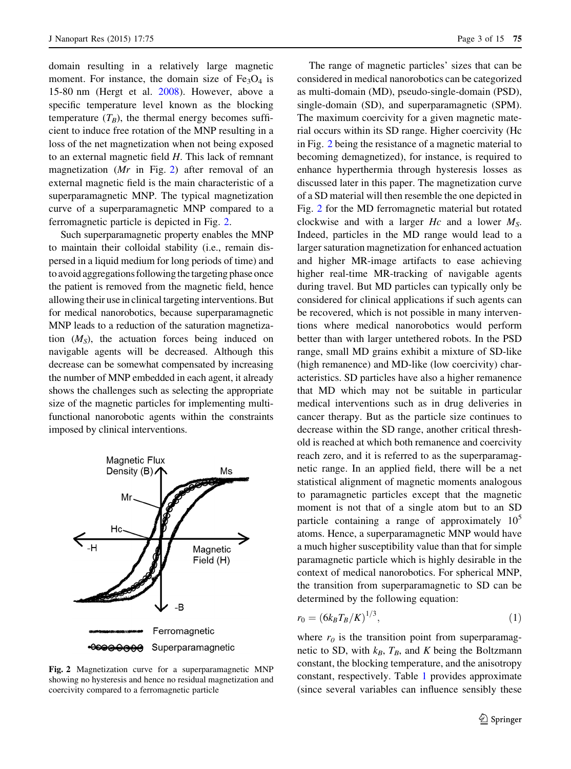domain resulting in a relatively large magnetic moment. For instance, the domain size of $Fe_3O_4$ is 15-80 nm (Hergt et al. 2008). However, above a specific temperature level known as the blocking temperature ($T_B$), the thermal energy becomes sufficient to induce free rotation of the MNP resulting in a loss of the net magnetization when not being exposed to an external magnetic field $H$. This lack of remnant magnetization ($Mr$ in Fig. 2) after removal of an external magnetic field is the main characteristic of a superparamagnetic MNP. The typical magnetization curve of a superparamagnetic MNP compared to a ferromagnetic particle is depicted in Fig. 2.

Such superparamagnetic property enables the MNP to maintain their colloidal stability (i.e., remain dispersed in a liquid medium for long periods of time) and to avoid aggregations following the targeting phase once the patient is removed from the magnetic field, hence allowing their use in clinical targeting interventions. But for medical nanorobotics, because superparamagnetic MNP leads to a reduction of the saturation magnetization ($M_S$), the actuation forces being induced on navigable agents will be decreased. Although this decrease can be somewhat compensated by increasing the number of MNP embedded in each agent, it already shows the challenges such as selecting the appropriate size of the magnetic particles for implementing multifunctional nanorobotic agents within the constraints imposed by clinical interventions.

Fig. 2 Magnetization curve for a superparamagnetic MNP showing no hysteresis and hence no residual magnetization and coercivity compared to a ferromagnetic particle

The range of magnetic particles' sizes that can be considered in medical nanorobotics can be categorized as multi-domain (MD), pseudo-single-domain (PSD), single-domain (SD), and superparamagnetic (SPM). The maximum coercivity for a given magnetic material occurs within its SD range. Higher coercivity (Hc in Fig. 2 being the resistance of a magnetic material to becoming demagnetized), for instance, is required to enhance hyperthermia through hysteresis losses as discussed later in this paper. The magnetization curve of a SD material will then resemble the one depicted in Fig. 2 for the MD ferromagnetic material but rotated clockwise and with a larger $Hc$ and a lower $M_S$. Indeed, particles in the MD range would lead to a larger saturation magnetization for enhanced actuation and higher MR-image artifacts to ease achieving higher real-time MR-tracking of navigable agents during travel. But MD particles can typically only be considered for clinical applications if such agents can be recovered, which is not possible in many interventions where medical nanorobotics would perform better than with larger untethered robots. In the PSD range, small MD grains exhibit a mixture of SD-like (high remanence) and MD-like (low coercivity) characteristics. SD particles have also a higher remanence that MD which may not be suitable in particular medical interventions such as in drug deliveries in cancer therapy. But as the particle size continues to decrease within the SD range, another critical threshold is reached at which both remanence and coercivity reach zero, and it is referred to as the superparamagnetic range. In an applied field, there will be a net statistical alignment of magnetic moments analogous to paramagnetic particles except that the magnetic moment is not that of a single atom but to an SD particle containing a range of approximately $10^5$ atoms. Hence, a superparamagnetic MNP would have a much higher susceptibility value than that for simple paramagnetic particle which is highly desirable in the context of medical nanorobotics. For spherical MNP, the transition from superparamagnetic to SD can be determined by the following equation:

$$r_0 = (6k_BT_B/K)^{1/3}, \tag{1}$$

where $r_0$ is the transition point from superparamagnetic to SD, with $k_B$, $T_B$, and $K$ being the Boltzmann constant, the blocking temperature, and the anisotropy constant, respectively. Table 1 provides approximate (since several variables can influence sensibly these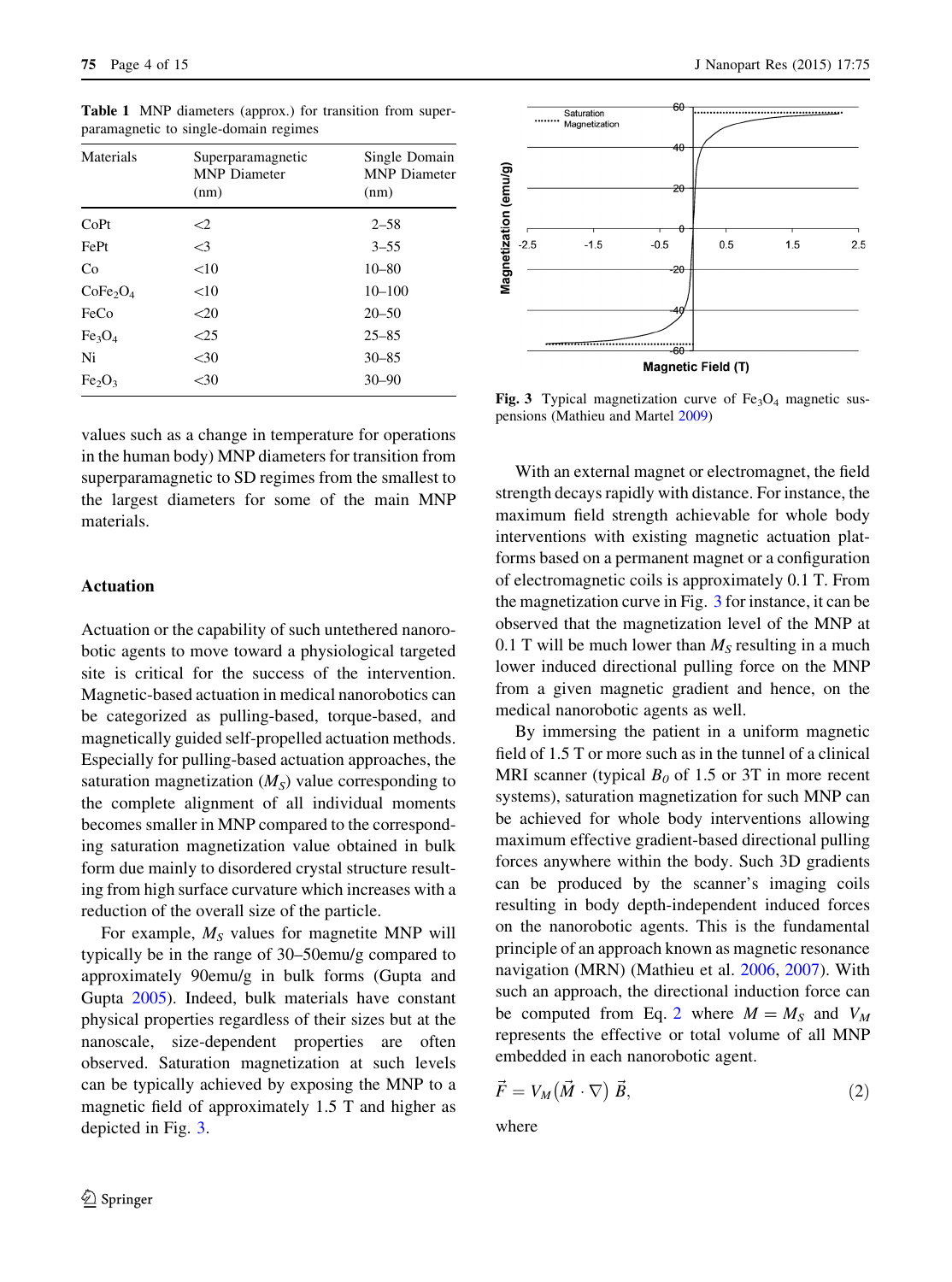**Table 1** MNP diameters (approx.) for transition from superparamagnetic to single-domain regimes

| Materials | Superparamagnetic MNP Diameter (nm) | Single Domain MNP Diameter (nm) |
|---|---|---|
| CoPt | <2 | 2–58 |
| FePt | <3 | 3–55 |
| Co | <10 | 10–80 |
| $CoFe_2O_4$ | <10 | 10–100 |
| FeCo | <20 | 20–50 |
| $Fe_3O_4$ | <25 | 25–85 |
| Ni | <30 | 30–85 |
| $Fe_2O_3$ | <30 | 30–90 |

values such as a change in temperature for operations in the human body) MNP diameters for transition from superparamagnetic to SD regimes from the smallest to the largest diameters for some of the main MNP materials.

## Actuation

Actuation or the capability of such untethered nanorobotic agents to move toward a physiological targeted site is critical for the success of the intervention. Magnetic-based actuation in medical nanorobotics can be categorized as pulling-based, torque-based, and magnetically guided self-propelled actuation methods. Especially for pulling-based actuation approaches, the saturation magnetization ($M_S$) value corresponding to the complete alignment of all individual moments becomes smaller in MNP compared to the corresponding saturation magnetization value obtained in bulk form due mainly to disordered crystal structure resulting from high surface curvature which increases with a reduction of the overall size of the particle.

For example, $M_S$ values for magnetite MNP will typically be in the range of 30–50emu/g compared to approximately 90emu/g in bulk forms (Gupta and Gupta 2005). Indeed, bulk materials have constant physical properties regardless of their sizes but at the nanoscale, size-dependent properties are often observed. Saturation magnetization at such levels can be typically achieved by exposing the MNP to a magnetic field of approximately 1.5 T and higher as depicted in Fig. 3.

**Fig. 3** Typical magnetization curve of $Fe_3O_4$ magnetic suspensions (Mathieu and Martel 2009)

With an external magnet or electromagnet, the field strength decays rapidly with distance. For instance, the maximum field strength achievable for whole body interventions with existing magnetic actuation platforms based on a permanent magnet or a configuration of electromagnetic coils is approximately 0.1 T. From the magnetization curve in Fig. 3 for instance, it can be observed that the magnetization level of the MNP at 0.1 T will be much lower than $M_S$ resulting in a much lower induced directional pulling force on the MNP from a given magnetic gradient and hence, on the medical nanorobotic agents as well.

By immersing the patient in a uniform magnetic field of 1.5 T or more such as in the tunnel of a clinical MRI scanner (typical $B_0$ of 1.5 or 3T in more recent systems), saturation magnetization for such MNP can be achieved for whole body interventions allowing maximum effective gradient-based directional pulling forces anywhere within the body. Such 3D gradients can be produced by the scanner's imaging coils resulting in body depth-independent induced forces on the nanorobotic agents. This is the fundamental principle of an approach known as magnetic resonance navigation (MRN) (Mathieu et al. 2006, 2007). With such an approach, the directional induction force can be computed from Eq. 2 where $M = M_S$ and $V_M$ represents the effective or total volume of all MNP embedded in each nanorobotic agent.

$$\vec{F} = V_M (\vec{M} \cdot \nabla) \vec{B}, \tag{2}$$

where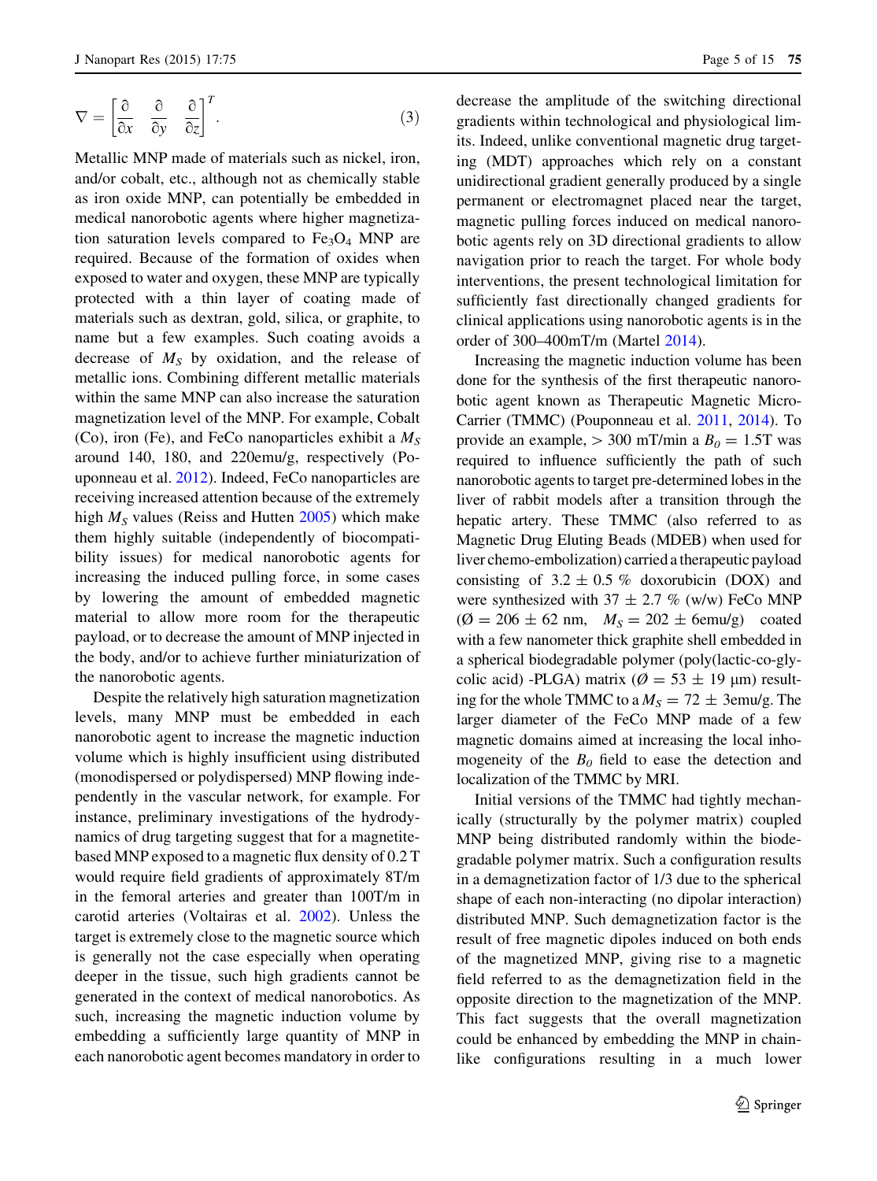$$\nabla = \left[\frac{\partial}{\partial x} \quad \frac{\partial}{\partial y} \quad \frac{\partial}{\partial z}\right]^T. \tag{3}$$

Metallic MNP made of materials such as nickel, iron, and/or cobalt, etc., although not as chemically stable as iron oxide MNP, can potentially be embedded in medical nanorobotic agents where higher magnetization saturation levels compared to $Fe_3O_4$ MNP are required. Because of the formation of oxides when exposed to water and oxygen, these MNP are typically protected with a thin layer of coating made of materials such as dextran, gold, silica, or graphite, to name but a few examples. Such coating avoids a decrease of $M_S$ by oxidation, and the release of metallic ions. Combining different metallic materials within the same MNP can also increase the saturation magnetization level of the MNP. For example, Cobalt (Co), iron (Fe), and FeCo nanoparticles exhibit a $M_S$ around 140, 180, and 220emu/g, respectively (Pouponneau et al. 2012). Indeed, FeCo nanoparticles are receiving increased attention because of the extremely high $M_S$ values (Reiss and Hutten 2005) which make them highly suitable (independently of biocompatibility issues) for medical nanorobotic agents for increasing the induced pulling force, in some cases by lowering the amount of embedded magnetic material to allow more room for the therapeutic payload, or to decrease the amount of MNP injected in the body, and/or to achieve further miniaturization of the nanorobotic agents.

Despite the relatively high saturation magnetization levels, many MNP must be embedded in each nanorobotic agent to increase the magnetic induction volume which is highly insufficient using distributed (monodispersed or polydispersed) MNP flowing independently in the vascular network, for example. For instance, preliminary investigations of the hydrodynamics of drug targeting suggest that for a magnetite-based MNP exposed to a magnetic flux density of 0.2 T would require field gradients of approximately 8T/m in the femoral arteries and greater than 100T/m in carotid arteries (Voltairas et al. 2002). Unless the target is extremely close to the magnetic source which is generally not the case especially when operating deeper in the tissue, such high gradients cannot be generated in the context of medical nanorobotics. As such, increasing the magnetic induction volume by embedding a sufficiently large quantity of MNP in each nanorobotic agent becomes mandatory in order to decrease the amplitude of the switching directional gradients within technological and physiological limits. Indeed, unlike conventional magnetic drug targeting (MDT) approaches which rely on a constant unidirectional gradient generally produced by a single permanent or electromagnet placed near the target, magnetic pulling forces induced on medical nanorobotic agents rely on 3D directional gradients to allow navigation prior to reach the target. For whole body interventions, the present technological limitation for sufficiently fast directionally changed gradients for clinical applications using nanorobotic agents is in the order of 300–400mT/m (Martel 2014).

Increasing the magnetic induction volume has been done for the synthesis of the first therapeutic nanorobotic agent known as Therapeutic Magnetic Micro-Carrier (TMMC) (Pouponneau et al. 2011, 2014). To provide an example, > 300 mT/min a $B_0 = 1.5$T was required to influence sufficiently the path of such nanorobotic agents to target pre-determined lobes in the liver of rabbit models after a transition through the hepatic artery. These TMMC (also referred to as Magnetic Drug Eluting Beads (MDEB) when used for liver chemo-embolization) carried a therapeutic payload consisting of 3.2 ± 0.5 % doxorubicin (DOX) and were synthesized with 37 ± 2.7 % (w/w) FeCo MNP ($\varnothing = 206 \pm 62$ nm, $M_S = 202 \pm 6$emu/g) coated with a few nanometer thick graphite shell embedded in a spherical biodegradable polymer (poly(lactic-co-glycolic acid) -PLGA) matrix ($\varnothing = 53 \pm 19$ μm) resulting for the whole TMMC to a $M_S = 72 \pm 3$emu/g. The larger diameter of the FeCo MNP made of a few magnetic domains aimed at increasing the local inhomogeneity of the $B_0$ field to ease the detection and localization of the TMMC by MRI.

Initial versions of the TMMC had tightly mechanically (structurally by the polymer matrix) coupled MNP being distributed randomly within the biodegradable polymer matrix. Such a configuration results in a demagnetization factor of 1/3 due to the spherical shape of each non-interacting (no dipolar interaction) distributed MNP. Such demagnetization factor is the result of free magnetic dipoles induced on both ends of the magnetized MNP, giving rise to a magnetic field referred to as the demagnetization field in the opposite direction to the magnetization of the MNP. This fact suggests that the overall magnetization could be enhanced by embedding the MNP in chain-like configurations resulting in a much lower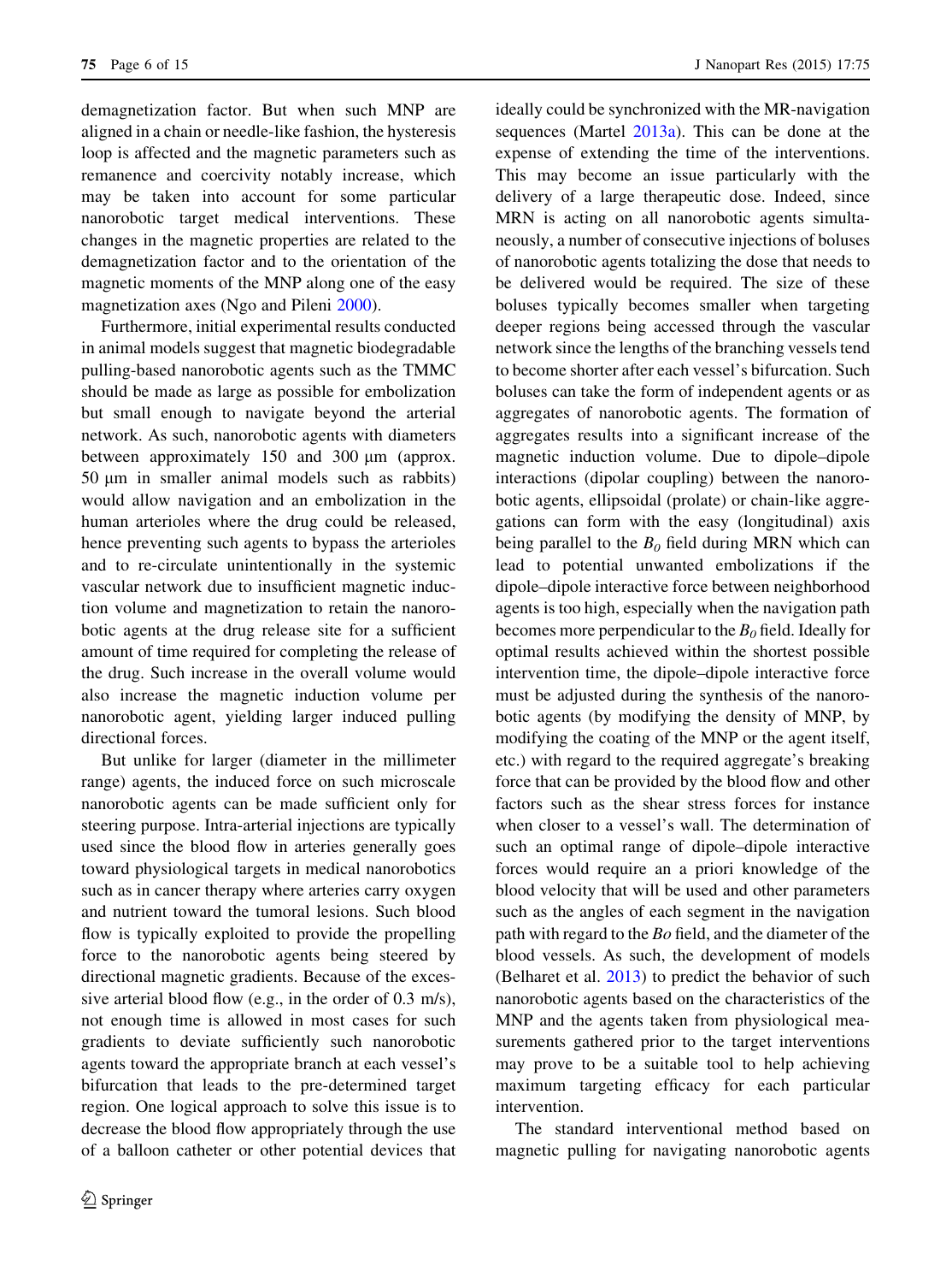demagnetization factor. But when such MNP are aligned in a chain or needle-like fashion, the hysteresis loop is affected and the magnetic parameters such as remanence and coercivity notably increase, which may be taken into account for some particular nanorobotic target medical interventions. These changes in the magnetic properties are related to the demagnetization factor and to the orientation of the magnetic moments of the MNP along one of the easy magnetization axes (Ngo and Pileni 2000).

Furthermore, initial experimental results conducted in animal models suggest that magnetic biodegradable pulling-based nanorobotic agents such as the TMMC should be made as large as possible for embolization but small enough to navigate beyond the arterial network. As such, nanorobotic agents with diameters between approximately 150 and 300 μm (approx. 50 μm in smaller animal models such as rabbits) would allow navigation and an embolization in the human arterioles where the drug could be released, hence preventing such agents to bypass the arterioles and to re-circulate unintentionally in the systemic vascular network due to insufficient magnetic induction volume and magnetization to retain the nanorobotic agents at the drug release site for a sufficient amount of time required for completing the release of the drug. Such increase in the overall volume would also increase the magnetic induction volume per nanorobotic agent, yielding larger induced pulling directional forces.

But unlike for larger (diameter in the millimeter range) agents, the induced force on such microscale nanorobotic agents can be made sufficient only for steering purpose. Intra-arterial injections are typically used since the blood flow in arteries generally goes toward physiological targets in medical nanorobotics such as in cancer therapy where arteries carry oxygen and nutrient toward the tumoral lesions. Such blood flow is typically exploited to provide the propelling force to the nanorobotic agents being steered by directional magnetic gradients. Because of the excessive arterial blood flow (e.g., in the order of 0.3 m/s), not enough time is allowed in most cases for such gradients to deviate sufficiently such nanorobotic agents toward the appropriate branch at each vessel's bifurcation that leads to the pre-determined target region. One logical approach to solve this issue is to decrease the blood flow appropriately through the use of a balloon catheter or other potential devices that ideally could be synchronized with the MR-navigation sequences (Martel 2013a). This can be done at the expense of extending the time of the interventions. This may become an issue particularly with the delivery of a large therapeutic dose. Indeed, since MRN is acting on all nanorobotic agents simultaneously, a number of consecutive injections of boluses of nanorobotic agents totalizing the dose that needs to be delivered would be required. The size of these boluses typically becomes smaller when targeting deeper regions being accessed through the vascular network since the lengths of the branching vessels tend to become shorter after each vessel's bifurcation. Such boluses can take the form of independent agents or as aggregates of nanorobotic agents. The formation of aggregates results into a significant increase of the magnetic induction volume. Due to dipole–dipole interactions (dipolar coupling) between the nanorobotic agents, ellipsoidal (prolate) or chain-like aggregations can form with the easy (longitudinal) axis being parallel to the $B_0$ field during MRN which can lead to potential unwanted embolizations if the dipole–dipole interactive force between neighborhood agents is too high, especially when the navigation path becomes more perpendicular to the $B_0$ field. Ideally for optimal results achieved within the shortest possible intervention time, the dipole–dipole interactive force must be adjusted during the synthesis of the nanorobotic agents (by modifying the density of MNP, by modifying the coating of the MNP or the agent itself, etc.) with regard to the required aggregate's breaking force that can be provided by the blood flow and other factors such as the shear stress forces for instance when closer to a vessel's wall. The determination of such an optimal range of dipole–dipole interactive forces would require an a priori knowledge of the blood velocity that will be used and other parameters such as the angles of each segment in the navigation path with regard to the $Bo$ field, and the diameter of the blood vessels. As such, the development of models (Belharet et al. 2013) to predict the behavior of such nanorobotic agents based on the characteristics of the MNP and the agents taken from physiological measurements gathered prior to the target interventions may prove to be a suitable tool to help achieving maximum targeting efficacy for each particular intervention.

The standard interventional method based on magnetic pulling for navigating nanorobotic agents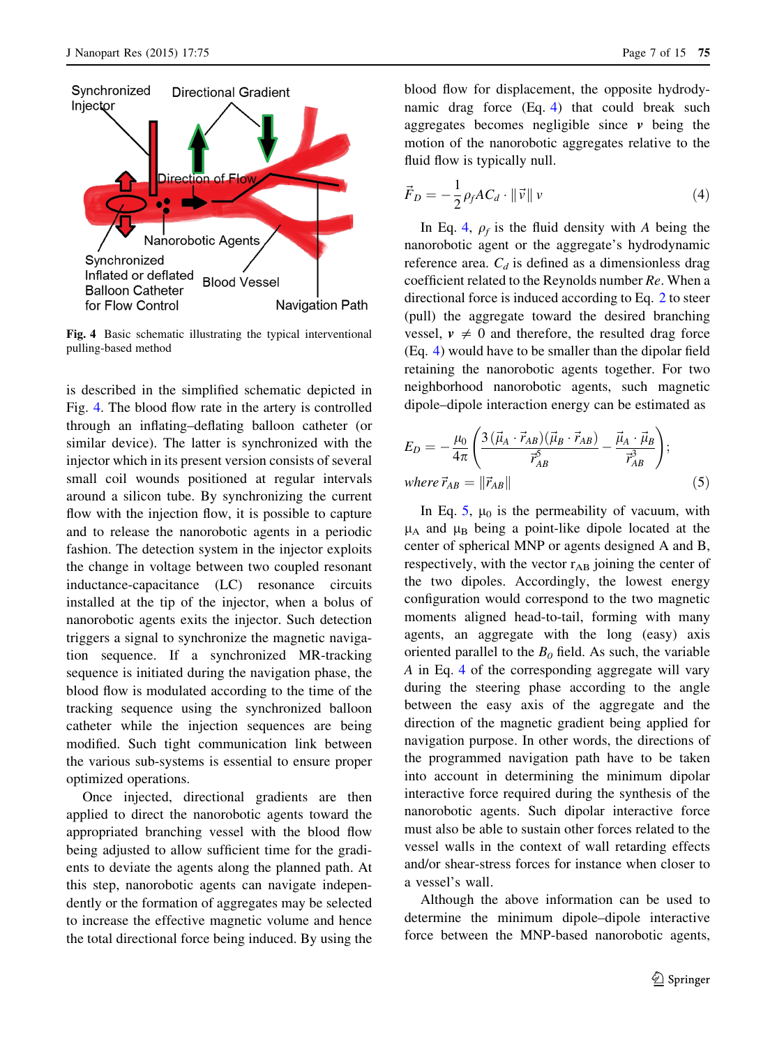Fig. 4 Basic schematic illustrating the typical interventional pulling-based method

is described in the simplified schematic depicted in Fig. 4. The blood flow rate in the artery is controlled through an inflating–deflating balloon catheter (or similar device). The latter is synchronized with the injector which in its present version consists of several small coil wounds positioned at regular intervals around a silicon tube. By synchronizing the current flow with the injection flow, it is possible to capture and to release the nanorobotic agents in a periodic fashion. The detection system in the injector exploits the change in voltage between two coupled resonant inductance-capacitance (LC) resonance circuits installed at the tip of the injector, when a bolus of nanorobotic agents exits the injector. Such detection triggers a signal to synchronize the magnetic navigation sequence. If a synchronized MR-tracking sequence is initiated during the navigation phase, the blood flow is modulated according to the time of the tracking sequence using the synchronized balloon catheter while the injection sequences are being modified. Such tight communication link between the various sub-systems is essential to ensure proper optimized operations.

Once injected, directional gradients are then applied to direct the nanorobotic agents toward the appropriated branching vessel with the blood flow being adjusted to allow sufficient time for the gradients to deviate the agents along the planned path. At this step, nanorobotic agents can navigate independently or the formation of aggregates may be selected to increase the effective magnetic volume and hence the total directional force being induced. By using the blood flow for displacement, the opposite hydrodynamic drag force (Eq. 4) that could break such aggregates becomes negligible since $\boldsymbol{v}$ being the motion of the nanorobotic aggregates relative to the fluid flow is typically null.

$$\vec{F}_D = -\frac{1}{2}\rho_f A C_d \cdot \|\vec{v}\|\, v \tag{4}$$

In Eq. 4, $\rho_f$ is the fluid density with $A$ being the nanorobotic agent or the aggregate's hydrodynamic reference area. $C_d$ is defined as a dimensionless drag coefficient related to the Reynolds number $Re$. When a directional force is induced according to Eq. 2 to steer (pull) the aggregate toward the desired branching vessel, $\boldsymbol{v} \neq 0$ and therefore, the resulted drag force (Eq. 4) would have to be smaller than the dipolar field retaining the nanorobotic agents together. For two neighborhood nanorobotic agents, such magnetic dipole–dipole interaction energy can be estimated as

$$E_D = -\frac{\mu_0}{4\pi}\left(\frac{3(\vec{\mu}_A \cdot \vec{r}_{AB})(\vec{\mu}_B \cdot \vec{r}_{AB})}{r_{AB}^5} - \frac{\vec{\mu}_A \cdot \vec{\mu}_B}{r_{AB}^3}\right);$$
$$\text{where } \vec{r}_{AB} = \|\vec{r}_{AB}\| \tag{5}$$

In Eq. 5, $\mu_0$ is the permeability of vacuum, with $\mu_A$ and $\mu_B$ being a point-like dipole located at the center of spherical MNP or agents designed A and B, respectively, with the vector $r_{AB}$ joining the center of the two dipoles. Accordingly, the lowest energy configuration would correspond to the two magnetic moments aligned head-to-tail, forming with many agents, an aggregate with the long (easy) axis oriented parallel to the $B_0$ field. As such, the variable $A$ in Eq. 4 of the corresponding aggregate will vary during the steering phase according to the angle between the easy axis of the aggregate and the direction of the magnetic gradient being applied for navigation purpose. In other words, the directions of the programmed navigation path have to be taken into account in determining the minimum dipolar interactive force required during the synthesis of the nanorobotic agents. Such dipolar interactive force must also be able to sustain other forces related to the vessel walls in the context of wall retarding effects and/or shear-stress forces for instance when closer to a vessel's wall.

Although the above information can be used to determine the minimum dipole–dipole interactive force between the MNP-based nanorobotic agents,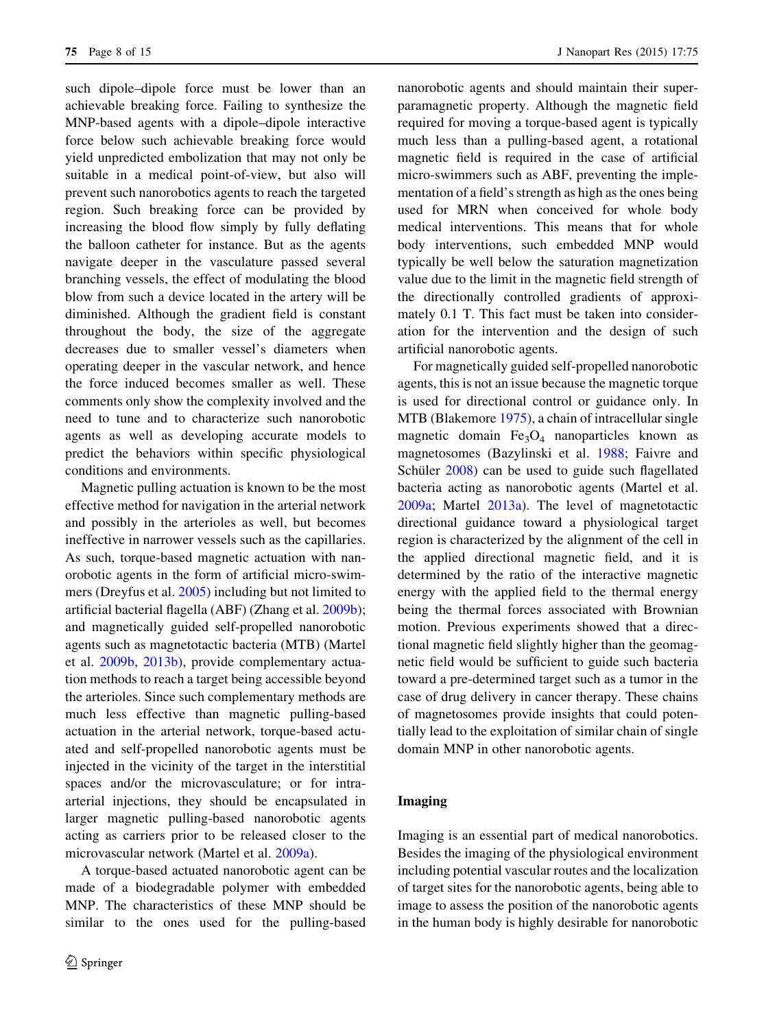such dipole–dipole force must be lower than an achievable breaking force. Failing to synthesize the MNP-based agents with a dipole–dipole interactive force below such achievable breaking force would yield unpredicted embolization that may not only be suitable in a medical point-of-view, but also will prevent such nanorobotics agents to reach the targeted region. Such breaking force can be provided by increasing the blood flow simply by fully deflating the balloon catheter for instance. But as the agents navigate deeper in the vasculature passed several branching vessels, the effect of modulating the blood blow from such a device located in the artery will be diminished. Although the gradient field is constant throughout the body, the size of the aggregate decreases due to smaller vessel's diameters when operating deeper in the vascular network, and hence the force induced becomes smaller as well. These comments only show the complexity involved and the need to tune and to characterize such nanorobotic agents as well as developing accurate models to predict the behaviors within specific physiological conditions and environments.

Magnetic pulling actuation is known to be the most effective method for navigation in the arterial network and possibly in the arterioles as well, but becomes ineffective in narrower vessels such as the capillaries. As such, torque-based magnetic actuation with nanorobotic agents in the form of artificial micro-swimmers (Dreyfus et al. 2005) including but not limited to artificial bacterial flagella (ABF) (Zhang et al. 2009b); and magnetically guided self-propelled nanorobotic agents such as magnetotactic bacteria (MTB) (Martel et al. 2009b, 2013b), provide complementary actuation methods to reach a target being accessible beyond the arterioles. Since such complementary methods are much less effective than magnetic pulling-based actuation in the arterial network, torque-based actuated and self-propelled nanorobotic agents must be injected in the vicinity of the target in the interstitial spaces and/or the microvasculature; or for intra-arterial injections, they should be encapsulated in larger magnetic pulling-based nanorobotic agents acting as carriers prior to be released closer to the microvascular network (Martel et al. 2009a).

A torque-based actuated nanorobotic agent can be made of a biodegradable polymer with embedded MNP. The characteristics of these MNP should be similar to the ones used for the pulling-based nanorobotic agents and should maintain their superparamagnetic property. Although the magnetic field required for moving a torque-based agent is typically much less than a pulling-based agent, a rotational magnetic field is required in the case of artificial micro-swimmers such as ABF, preventing the implementation of a field's strength as high as the ones being used for MRN when conceived for whole body medical interventions. This means that for whole body interventions, such embedded MNP would typically be well below the saturation magnetization value due to the limit in the magnetic field strength of the directionally controlled gradients of approximately 0.1 T. This fact must be taken into consideration for the intervention and the design of such artificial nanorobotic agents.

For magnetically guided self-propelled nanorobotic agents, this is not an issue because the magnetic torque is used for directional control or guidance only. In MTB (Blakemore 1975), a chain of intracellular single magnetic domain $Fe_3O_4$ nanoparticles known as magnetosomes (Bazylinski et al. 1988; Faivre and Schüler 2008) can be used to guide such flagellated bacteria acting as nanorobotic agents (Martel et al. 2009a; Martel 2013a). The level of magnetotactic directional guidance toward a physiological target region is characterized by the alignment of the cell in the applied directional magnetic field, and it is determined by the ratio of the interactive magnetic energy with the applied field to the thermal energy being the thermal forces associated with Brownian motion. Previous experiments showed that a directional magnetic field slightly higher than the geomagnetic field would be sufficient to guide such bacteria toward a pre-determined target such as a tumor in the case of drug delivery in cancer therapy. These chains of magnetosomes provide insights that could potentially lead to the exploitation of similar chain of single domain MNP in other nanorobotic agents.

## Imaging

Imaging is an essential part of medical nanorobotics. Besides the imaging of the physiological environment including potential vascular routes and the localization of target sites for the nanorobotic agents, being able to image to assess the position of the nanorobotic agents in the human body is highly desirable for nanorobotic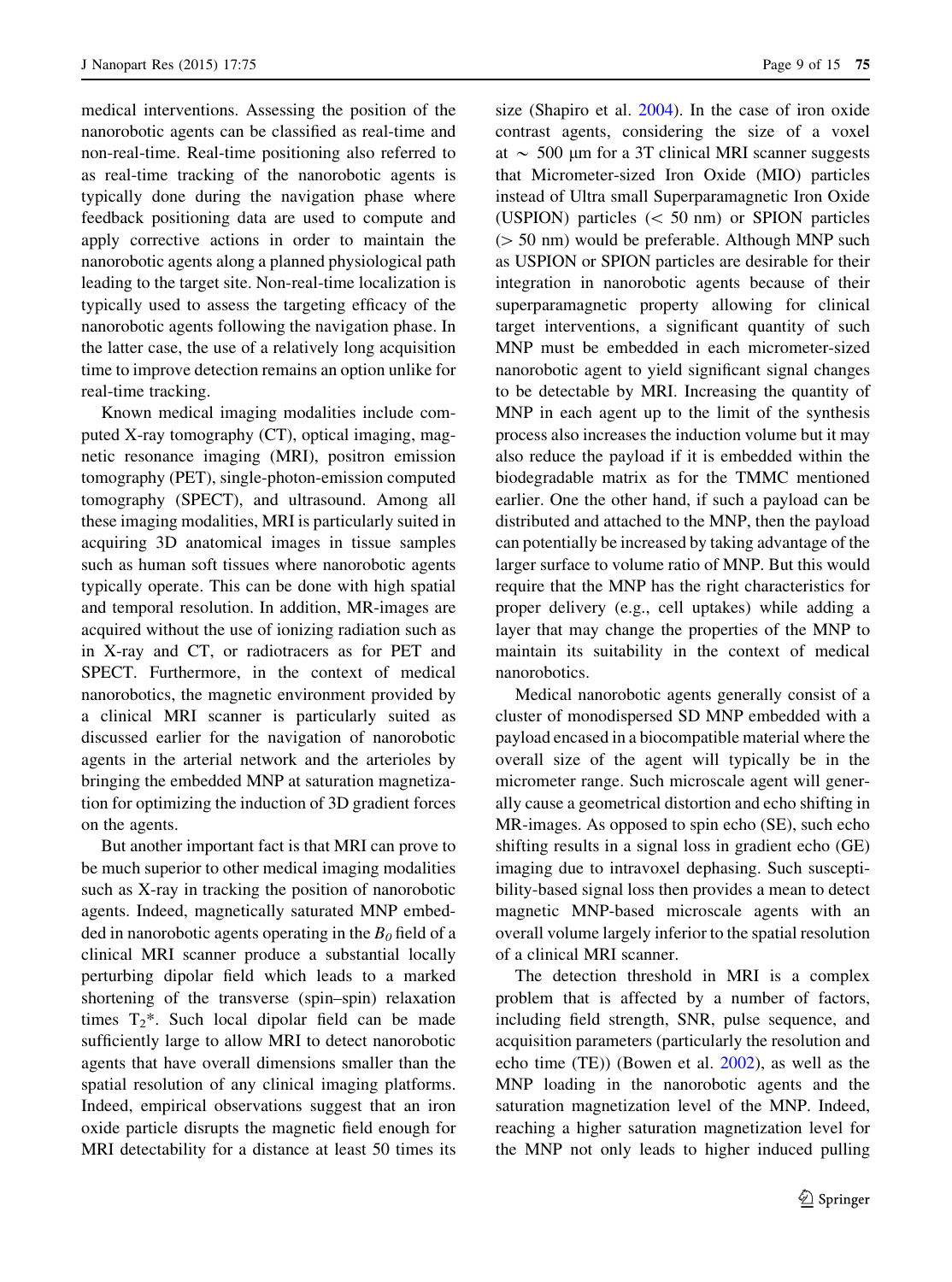medical interventions. Assessing the position of the nanorobotic agents can be classified as real-time and non-real-time. Real-time positioning also referred to as real-time tracking of the nanorobotic agents is typically done during the navigation phase where feedback positioning data are used to compute and apply corrective actions in order to maintain the nanorobotic agents along a planned physiological path leading to the target site. Non-real-time localization is typically used to assess the targeting efficacy of the nanorobotic agents following the navigation phase. In the latter case, the use of a relatively long acquisition time to improve detection remains an option unlike for real-time tracking.

Known medical imaging modalities include computed X-ray tomography (CT), optical imaging, magnetic resonance imaging (MRI), positron emission tomography (PET), single-photon-emission computed tomography (SPECT), and ultrasound. Among all these imaging modalities, MRI is particularly suited in acquiring 3D anatomical images in tissue samples such as human soft tissues where nanorobotic agents typically operate. This can be done with high spatial and temporal resolution. In addition, MR-images are acquired without the use of ionizing radiation such as in X-ray and CT, or radiotracers as for PET and SPECT. Furthermore, in the context of medical nanorobotics, the magnetic environment provided by a clinical MRI scanner is particularly suited as discussed earlier for the navigation of nanorobotic agents in the arterial network and the arterioles by bringing the embedded MNP at saturation magnetization for optimizing the induction of 3D gradient forces on the agents.

But another important fact is that MRI can prove to be much superior to other medical imaging modalities such as X-ray in tracking the position of nanorobotic agents. Indeed, magnetically saturated MNP embedded in nanorobotic agents operating in the $B_0$ field of a clinical MRI scanner produce a substantial locally perturbing dipolar field which leads to a marked shortening of the transverse (spin–spin) relaxation times $T_2$*. Such local dipolar field can be made sufficiently large to allow MRI to detect nanorobotic agents that have overall dimensions smaller than the spatial resolution of any clinical imaging platforms. Indeed, empirical observations suggest that an iron oxide particle disrupts the magnetic field enough for MRI detectability for a distance at least 50 times its size (Shapiro et al. 2004). In the case of iron oxide contrast agents, considering the size of a voxel at $\sim$ 500 μm for a 3T clinical MRI scanner suggests that Micrometer-sized Iron Oxide (MIO) particles instead of Ultra small Superparamagnetic Iron Oxide (USPION) particles ($<$ 50 nm) or SPION particles ($>$ 50 nm) would be preferable. Although MNP such as USPION or SPION particles are desirable for their integration in nanorobotic agents because of their superparamagnetic property allowing for clinical target interventions, a significant quantity of such MNP must be embedded in each micrometer-sized nanorobotic agent to yield significant signal changes to be detectable by MRI. Increasing the quantity of MNP in each agent up to the limit of the synthesis process also increases the induction volume but it may also reduce the payload if it is embedded within the biodegradable matrix as for the TMMC mentioned earlier. One the other hand, if such a payload can be distributed and attached to the MNP, then the payload can potentially be increased by taking advantage of the larger surface to volume ratio of MNP. But this would require that the MNP has the right characteristics for proper delivery (e.g., cell uptakes) while adding a layer that may change the properties of the MNP to maintain its suitability in the context of medical nanorobotics.

Medical nanorobotic agents generally consist of a cluster of monodispersed SD MNP embedded with a payload encased in a biocompatible material where the overall size of the agent will typically be in the micrometer range. Such microscale agent will generally cause a geometrical distortion and echo shifting in MR-images. As opposed to spin echo (SE), such echo shifting results in a signal loss in gradient echo (GE) imaging due to intravoxel dephasing. Such susceptibility-based signal loss then provides a mean to detect magnetic MNP-based microscale agents with an overall volume largely inferior to the spatial resolution of a clinical MRI scanner.

The detection threshold in MRI is a complex problem that is affected by a number of factors, including field strength, SNR, pulse sequence, and acquisition parameters (particularly the resolution and echo time (TE)) (Bowen et al. 2002), as well as the MNP loading in the nanorobotic agents and the saturation magnetization level of the MNP. Indeed, reaching a higher saturation magnetization level for the MNP not only leads to higher induced pulling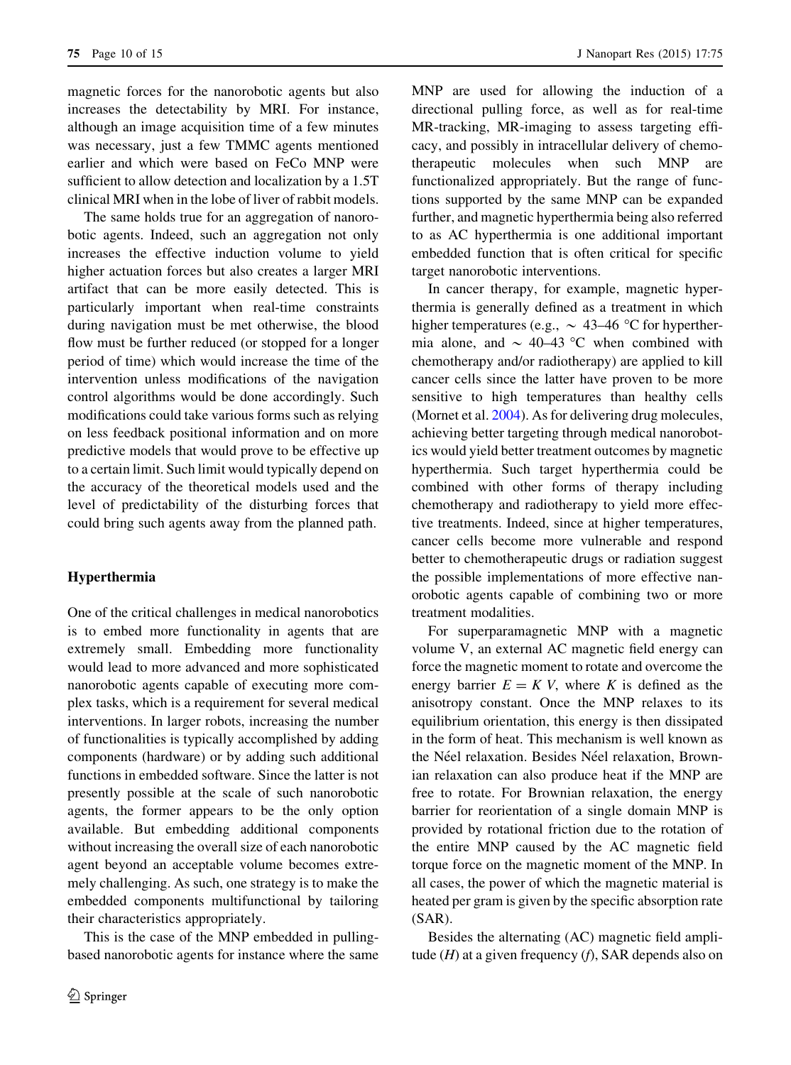magnetic forces for the nanorobotic agents but also increases the detectability by MRI. For instance, although an image acquisition time of a few minutes was necessary, just a few TMMC agents mentioned earlier and which were based on FeCo MNP were sufficient to allow detection and localization by a 1.5T clinical MRI when in the lobe of liver of rabbit models.

The same holds true for an aggregation of nanorobotic agents. Indeed, such an aggregation not only increases the effective induction volume to yield higher actuation forces but also creates a larger MRI artifact that can be more easily detected. This is particularly important when real-time constraints during navigation must be met otherwise, the blood flow must be further reduced (or stopped for a longer period of time) which would increase the time of the intervention unless modifications of the navigation control algorithms would be done accordingly. Such modifications could take various forms such as relying on less feedback positional information and on more predictive models that would prove to be effective up to a certain limit. Such limit would typically depend on the accuracy of the theoretical models used and the level of predictability of the disturbing forces that could bring such agents away from the planned path.

## Hyperthermia

One of the critical challenges in medical nanorobotics is to embed more functionality in agents that are extremely small. Embedding more functionality would lead to more advanced and more sophisticated nanorobotic agents capable of executing more complex tasks, which is a requirement for several medical interventions. In larger robots, increasing the number of functionalities is typically accomplished by adding components (hardware) or by adding such additional functions in embedded software. Since the latter is not presently possible at the scale of such nanorobotic agents, the former appears to be the only option available. But embedding additional components without increasing the overall size of each nanorobotic agent beyond an acceptable volume becomes extremely challenging. As such, one strategy is to make the embedded components multifunctional by tailoring their characteristics appropriately.

This is the case of the MNP embedded in pulling-based nanorobotic agents for instance where the same MNP are used for allowing the induction of a directional pulling force, as well as for real-time MR-tracking, MR-imaging to assess targeting efficacy, and possibly in intracellular delivery of chemotherapeutic molecules when such MNP are functionalized appropriately. But the range of functions supported by the same MNP can be expanded further, and magnetic hyperthermia being also referred to as AC hyperthermia is one additional important embedded function that is often critical for specific target nanorobotic interventions.

In cancer therapy, for example, magnetic hyperthermia is generally defined as a treatment in which higher temperatures (e.g., $\sim$ 43–46 °C for hyperthermia alone, and $\sim$ 40–43 °C when combined with chemotherapy and/or radiotherapy) are applied to kill cancer cells since the latter have proven to be more sensitive to high temperatures than healthy cells (Mornet et al. 2004). As for delivering drug molecules, achieving better targeting through medical nanorobotics would yield better treatment outcomes by magnetic hyperthermia. Such target hyperthermia could be combined with other forms of therapy including chemotherapy and radiotherapy to yield more effective treatments. Indeed, since at higher temperatures, cancer cells become more vulnerable and respond better to chemotherapeutic drugs or radiation suggest the possible implementations of more effective nanorobotic agents capable of combining two or more treatment modalities.

For superparamagnetic MNP with a magnetic volume V, an external AC magnetic field energy can force the magnetic moment to rotate and overcome the energy barrier $E = K\,V$, where $K$ is defined as the anisotropy constant. Once the MNP relaxes to its equilibrium orientation, this energy is then dissipated in the form of heat. This mechanism is well known as the Néel relaxation. Besides Néel relaxation, Brownian relaxation can also produce heat if the MNP are free to rotate. For Brownian relaxation, the energy barrier for reorientation of a single domain MNP is provided by rotational friction due to the rotation of the entire MNP caused by the AC magnetic field torque force on the magnetic moment of the MNP. In all cases, the power of which the magnetic material is heated per gram is given by the specific absorption rate (SAR).

Besides the alternating (AC) magnetic field amplitude ($H$) at a given frequency ($f$), SAR depends also on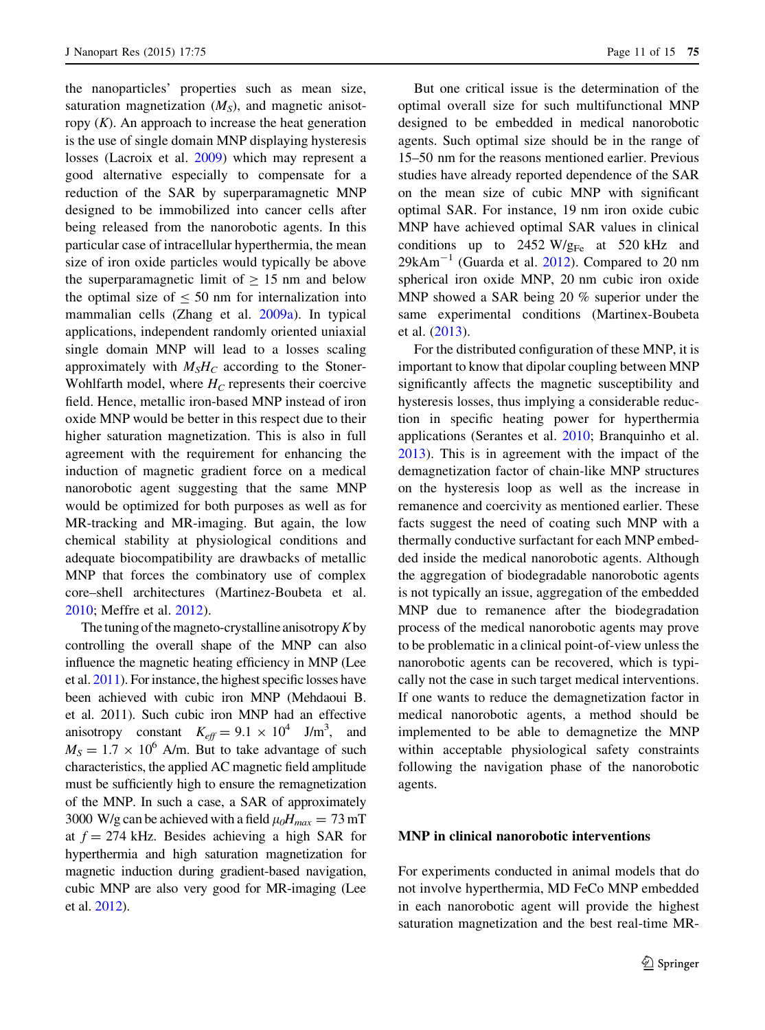the nanoparticles' properties such as mean size, saturation magnetization ($M_S$), and magnetic anisotropy ($K$). An approach to increase the heat generation is the use of single domain MNP displaying hysteresis losses (Lacroix et al. 2009) which may represent a good alternative especially to compensate for a reduction of the SAR by superparamagnetic MNP designed to be immobilized into cancer cells after being released from the nanorobotic agents. In this particular case of intracellular hyperthermia, the mean size of iron oxide particles would typically be above the superparamagnetic limit of $\geq 15$ nm and below the optimal size of $\leq 50$ nm for internalization into mammalian cells (Zhang et al. 2009a). In typical applications, independent randomly oriented uniaxial single domain MNP will lead to a losses scaling approximately with $M_S H_C$ according to the Stoner-Wohlfarth model, where $H_C$ represents their coercive field. Hence, metallic iron-based MNP instead of iron oxide MNP would be better in this respect due to their higher saturation magnetization. This is also in full agreement with the requirement for enhancing the induction of magnetic gradient force on a medical nanorobotic agent suggesting that the same MNP would be optimized for both purposes as well as for MR-tracking and MR-imaging. But again, the low chemical stability at physiological conditions and adequate biocompatibility are drawbacks of metallic MNP that forces the combinatory use of complex core–shell architectures (Martinez-Boubeta et al. 2010; Meffre et al. 2012).

The tuning of the magneto-crystalline anisotropy $K$ by controlling the overall shape of the MNP can also influence the magnetic heating efficiency in MNP (Lee et al. 2011). For instance, the highest specific losses have been achieved with cubic iron MNP (Mehdaoui B. et al. 2011). Such cubic iron MNP had an effective anisotropy constant $K_{eff} = 9.1 \times 10^4$ J/m$^3$, and $M_S = 1.7 \times 10^6$ A/m. But to take advantage of such characteristics, the applied AC magnetic field amplitude must be sufficiently high to ensure the remagnetization of the MNP. In such a case, a SAR of approximately 3000 W/g can be achieved with a field $\mu_0 H_{max} = 73$ mT at $f = 274$ kHz. Besides achieving a high SAR for hyperthermia and high saturation magnetization for magnetic induction during gradient-based navigation, cubic MNP are also very good for MR-imaging (Lee et al. 2012).

But one critical issue is the determination of the optimal overall size for such multifunctional MNP designed to be embedded in medical nanorobotic agents. Such optimal size should be in the range of 15–50 nm for the reasons mentioned earlier. Previous studies have already reported dependence of the SAR on the mean size of cubic MNP with significant optimal SAR. For instance, 19 nm iron oxide cubic MNP have achieved optimal SAR values in clinical conditions up to 2452 W/g$_{Fe}$ at 520 kHz and 29kAm$^{-1}$ (Guarda et al. 2012). Compared to 20 nm spherical iron oxide MNP, 20 nm cubic iron oxide MNP showed a SAR being 20 % superior under the same experimental conditions (Martinex-Boubeta et al. (2013).

For the distributed configuration of these MNP, it is important to know that dipolar coupling between MNP significantly affects the magnetic susceptibility and hysteresis losses, thus implying a considerable reduction in specific heating power for hyperthermia applications (Serantes et al. 2010; Branquinho et al. 2013). This is in agreement with the impact of the demagnetization factor of chain-like MNP structures on the hysteresis loop as well as the increase in remanence and coercivity as mentioned earlier. These facts suggest the need of coating such MNP with a thermally conductive surfactant for each MNP embedded inside the medical nanorobotic agents. Although the aggregation of biodegradable nanorobotic agents is not typically an issue, aggregation of the embedded MNP due to remanence after the biodegradation process of the medical nanorobotic agents may prove to be problematic in a clinical point-of-view unless the nanorobotic agents can be recovered, which is typically not the case in such target medical interventions. If one wants to reduce the demagnetization factor in medical nanorobotic agents, a method should be implemented to be able to demagnetize the MNP within acceptable physiological safety constraints following the navigation phase of the nanorobotic agents.

## MNP in clinical nanorobotic interventions

For experiments conducted in animal models that do not involve hyperthermia, MD FeCo MNP embedded in each nanorobotic agent will provide the highest saturation magnetization and the best real-time MR-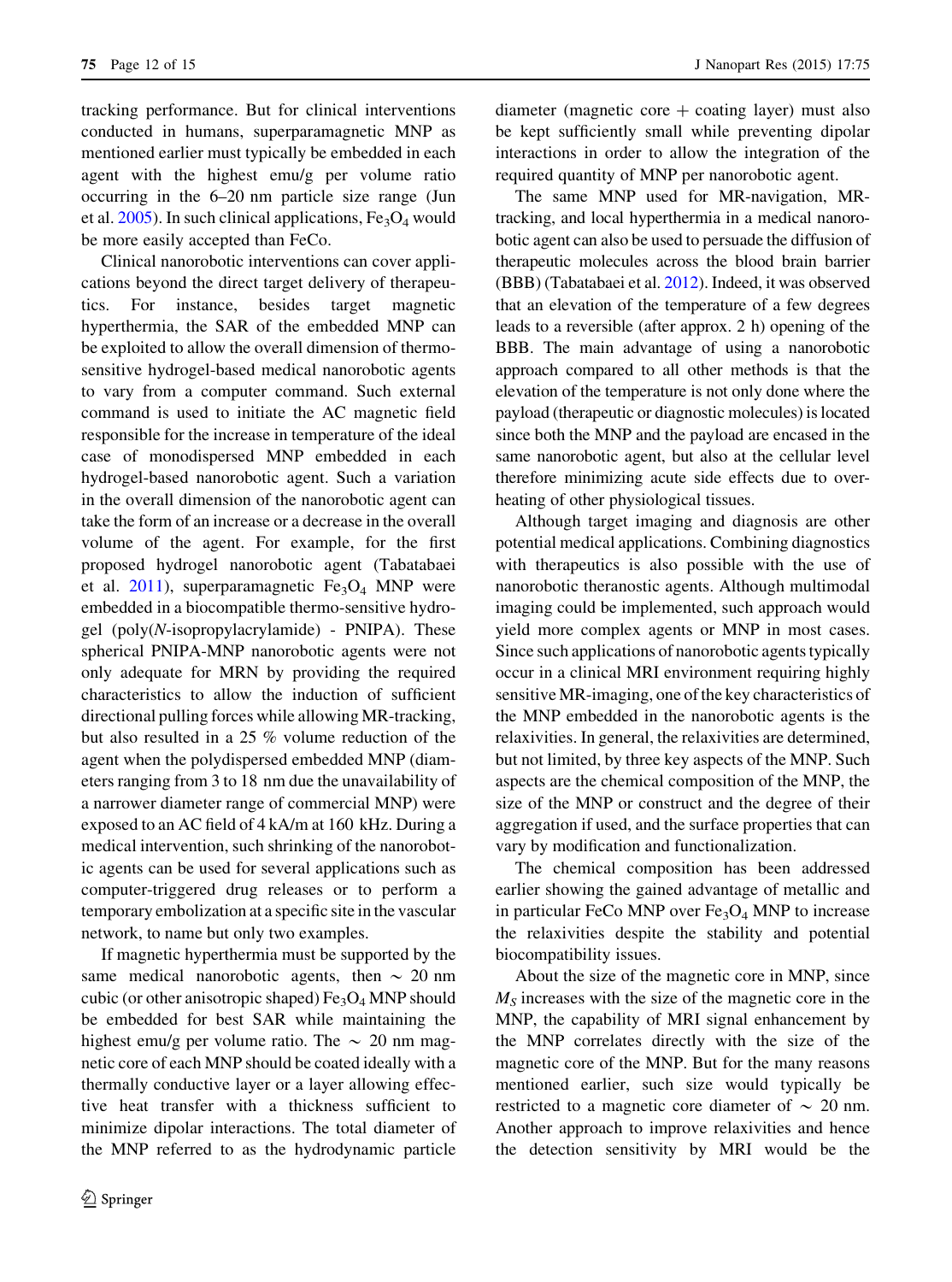tracking performance. But for clinical interventions conducted in humans, superparamagnetic MNP as mentioned earlier must typically be embedded in each agent with the highest emu/g per volume ratio occurring in the 6–20 nm particle size range (Jun et al. 2005). In such clinical applications, $Fe_3O_4$ would be more easily accepted than FeCo.

Clinical nanorobotic interventions can cover applications beyond the direct target delivery of therapeutics. For instance, besides target magnetic hyperthermia, the SAR of the embedded MNP can be exploited to allow the overall dimension of thermo-sensitive hydrogel-based medical nanorobotic agents to vary from a computer command. Such external command is used to initiate the AC magnetic field responsible for the increase in temperature of the ideal case of monodispersed MNP embedded in each hydrogel-based nanorobotic agent. Such a variation in the overall dimension of the nanorobotic agent can take the form of an increase or a decrease in the overall volume of the agent. For example, for the first proposed hydrogel nanorobotic agent (Tabatabaei et al. 2011), superparamagnetic $Fe_3O_4$ MNP were embedded in a biocompatible thermo-sensitive hydrogel (poly(*N*-isopropylacrylamide) - PNIPA). These spherical PNIPA-MNP nanorobotic agents were not only adequate for MRN by providing the required characteristics to allow the induction of sufficient directional pulling forces while allowing MR-tracking, but also resulted in a 25 % volume reduction of the agent when the polydispersed embedded MNP (diameters ranging from 3 to 18 nm due the unavailability of a narrower diameter range of commercial MNP) were exposed to an AC field of 4 kA/m at 160 kHz. During a medical intervention, such shrinking of the nanorobotic agents can be used for several applications such as computer-triggered drug releases or to perform a temporary embolization at a specific site in the vascular network, to name but only two examples.

If magnetic hyperthermia must be supported by the same medical nanorobotic agents, then ~ 20 nm cubic (or other anisotropic shaped) $Fe_3O_4$ MNP should be embedded for best SAR while maintaining the highest emu/g per volume ratio. The ~ 20 nm magnetic core of each MNP should be coated ideally with a thermally conductive layer or a layer allowing effective heat transfer with a thickness sufficient to minimize dipolar interactions. The total diameter of the MNP referred to as the hydrodynamic particle diameter (magnetic core + coating layer) must also be kept sufficiently small while preventing dipolar interactions in order to allow the integration of the required quantity of MNP per nanorobotic agent.

The same MNP used for MR-navigation, MR-tracking, and local hyperthermia in a medical nanorobotic agent can also be used to persuade the diffusion of therapeutic molecules across the blood brain barrier (BBB) (Tabatabaei et al. 2012). Indeed, it was observed that an elevation of the temperature of a few degrees leads to a reversible (after approx. 2 h) opening of the BBB. The main advantage of using a nanorobotic approach compared to all other methods is that the elevation of the temperature is not only done where the payload (therapeutic or diagnostic molecules) is located since both the MNP and the payload are encased in the same nanorobotic agent, but also at the cellular level therefore minimizing acute side effects due to overheating of other physiological tissues.

Although target imaging and diagnosis are other potential medical applications. Combining diagnostics with therapeutics is also possible with the use of nanorobotic theranostic agents. Although multimodal imaging could be implemented, such approach would yield more complex agents or MNP in most cases. Since such applications of nanorobotic agents typically occur in a clinical MRI environment requiring highly sensitive MR-imaging, one of the key characteristics of the MNP embedded in the nanorobotic agents is the relaxivities. In general, the relaxivities are determined, but not limited, by three key aspects of the MNP. Such aspects are the chemical composition of the MNP, the size of the MNP or construct and the degree of their aggregation if used, and the surface properties that can vary by modification and functionalization.

The chemical composition has been addressed earlier showing the gained advantage of metallic and in particular FeCo MNP over $Fe_3O_4$ MNP to increase the relaxivities despite the stability and potential biocompatibility issues.

About the size of the magnetic core in MNP, since $M_S$ increases with the size of the magnetic core in the MNP, the capability of MRI signal enhancement by the MNP correlates directly with the size of the magnetic core of the MNP. But for the many reasons mentioned earlier, such size would typically be restricted to a magnetic core diameter of ~ 20 nm. Another approach to improve relaxivities and hence the detection sensitivity by MRI would be the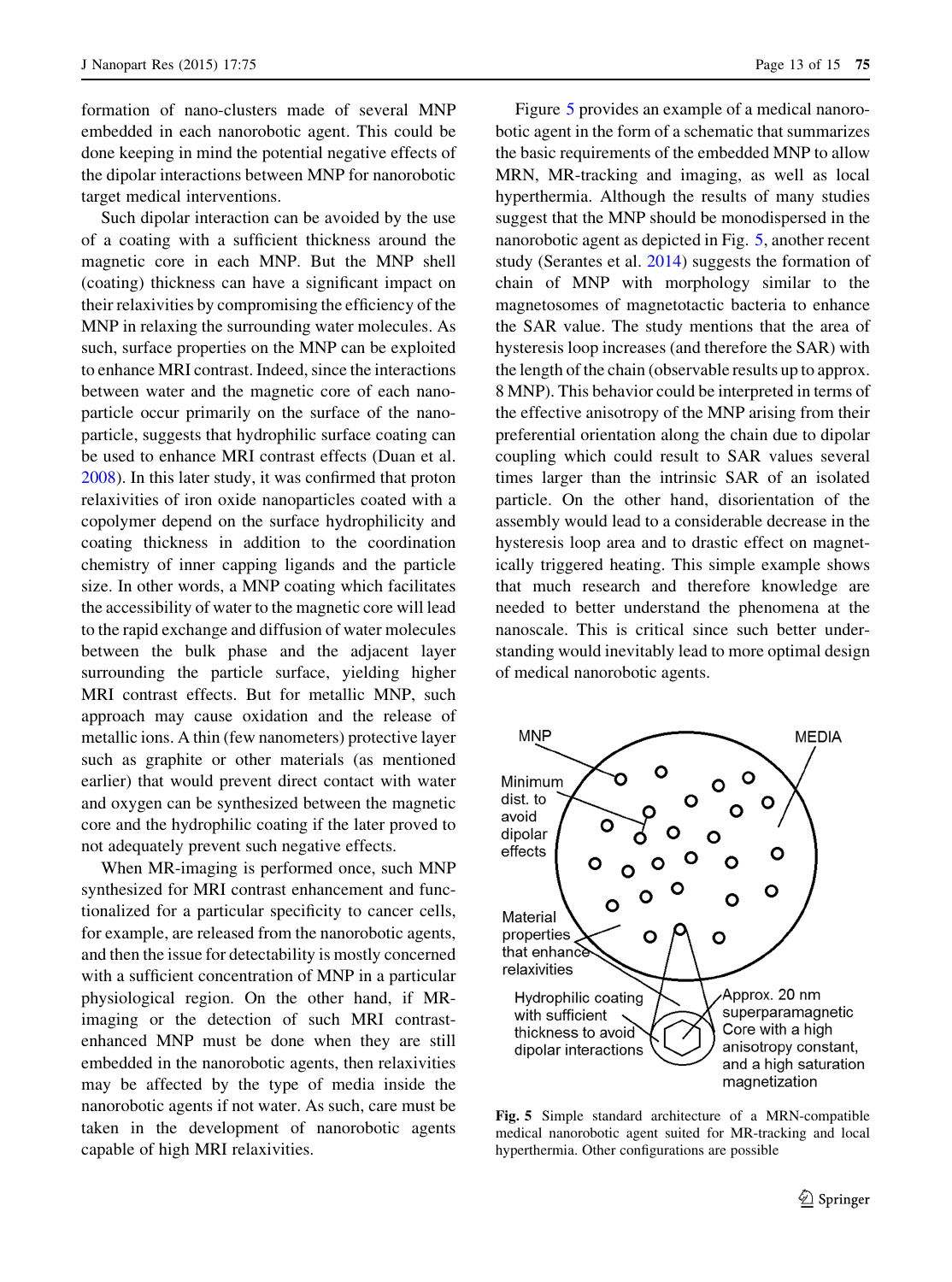formation of nano-clusters made of several MNP embedded in each nanorobotic agent. This could be done keeping in mind the potential negative effects of the dipolar interactions between MNP for nanorobotic target medical interventions.

Such dipolar interaction can be avoided by the use of a coating with a sufficient thickness around the magnetic core in each MNP. But the MNP shell (coating) thickness can have a significant impact on their relaxivities by compromising the efficiency of the MNP in relaxing the surrounding water molecules. As such, surface properties on the MNP can be exploited to enhance MRI contrast. Indeed, since the interactions between water and the magnetic core of each nanoparticle occur primarily on the surface of the nanoparticle, suggests that hydrophilic surface coating can be used to enhance MRI contrast effects (Duan et al. 2008). In this later study, it was confirmed that proton relaxivities of iron oxide nanoparticles coated with a copolymer depend on the surface hydrophilicity and coating thickness in addition to the coordination chemistry of inner capping ligands and the particle size. In other words, a MNP coating which facilitates the accessibility of water to the magnetic core will lead to the rapid exchange and diffusion of water molecules between the bulk phase and the adjacent layer surrounding the particle surface, yielding higher MRI contrast effects. But for metallic MNP, such approach may cause oxidation and the release of metallic ions. A thin (few nanometers) protective layer such as graphite or other materials (as mentioned earlier) that would prevent direct contact with water and oxygen can be synthesized between the magnetic core and the hydrophilic coating if the later proved to not adequately prevent such negative effects.

When MR-imaging is performed once, such MNP synthesized for MRI contrast enhancement and functionalized for a particular specificity to cancer cells, for example, are released from the nanorobotic agents, and then the issue for detectability is mostly concerned with a sufficient concentration of MNP in a particular physiological region. On the other hand, if MR-imaging or the detection of such MRI contrast-enhanced MNP must be done when they are still embedded in the nanorobotic agents, then relaxivities may be affected by the type of media inside the nanorobotic agents if not water. As such, care must be taken in the development of nanorobotic agents capable of high MRI relaxivities.

Figure 5 provides an example of a medical nanorobotic agent in the form of a schematic that summarizes the basic requirements of the embedded MNP to allow MRN, MR-tracking and imaging, as well as local hyperthermia. Although the results of many studies suggest that the MNP should be monodispersed in the nanorobotic agent as depicted in Fig. 5, another recent study (Serantes et al. 2014) suggests the formation of chain of MNP with morphology similar to the magnetosomes of magnetotactic bacteria to enhance the SAR value. The study mentions that the area of hysteresis loop increases (and therefore the SAR) with the length of the chain (observable results up to approx. 8 MNP). This behavior could be interpreted in terms of the effective anisotropy of the MNP arising from their preferential orientation along the chain due to dipolar coupling which could result to SAR values several times larger than the intrinsic SAR of an isolated particle. On the other hand, disorientation of the assembly would lead to a considerable decrease in the hysteresis loop area and to drastic effect on magnetically triggered heating. This simple example shows that much research and therefore knowledge are needed to better understand the phenomena at the nanoscale. This is critical since such better understanding would inevitably lead to more optimal design of medical nanorobotic agents.

**Fig. 5** Simple standard architecture of a MRN-compatible medical nanorobotic agent suited for MR-tracking and local hyperthermia. Other configurations are possible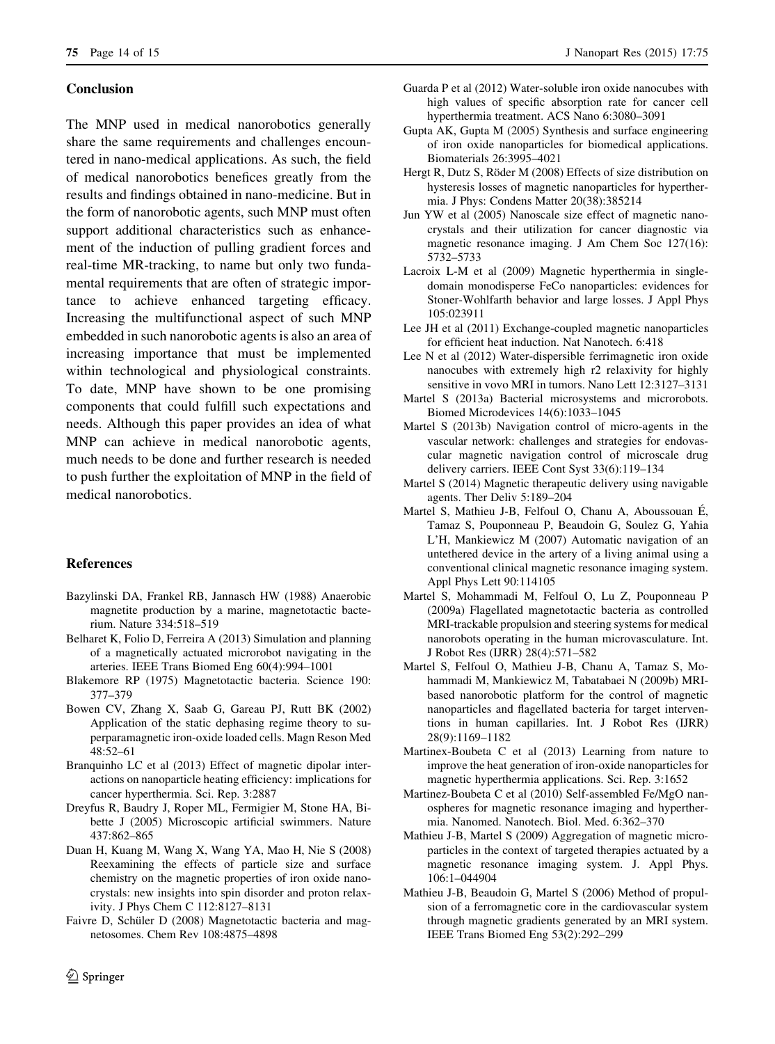## Conclusion

The MNP used in medical nanorobotics generally share the same requirements and challenges encountered in nano-medical applications. As such, the field of medical nanorobotics benefices greatly from the results and findings obtained in nano-medicine. But in the form of nanorobotic agents, such MNP must often support additional characteristics such as enhancement of the induction of pulling gradient forces and real-time MR-tracking, to name but only two fundamental requirements that are often of strategic importance to achieve enhanced targeting efficacy. Increasing the multifunctional aspect of such MNP embedded in such nanorobotic agents is also an area of increasing importance that must be implemented within technological and physiological constraints. To date, MNP have shown to be one promising components that could fulfill such expectations and needs. Although this paper provides an idea of what MNP can achieve in medical nanorobotic agents, much needs to be done and further research is needed to push further the exploitation of MNP in the field of medical nanorobotics.

## References

Bazylinski DA, Frankel RB, Jannasch HW (1988) Anaerobic magnetite production by a marine, magnetotactic bacterium. Nature 334:518–519

Belharet K, Folio D, Ferreira A (2013) Simulation and planning of a magnetically actuated microrobot navigating in the arteries. IEEE Trans Biomed Eng 60(4):994–1001

Blakemore RP (1975) Magnetotactic bacteria. Science 190: 377–379

Bowen CV, Zhang X, Saab G, Gareau PJ, Rutt BK (2002) Application of the static dephasing regime theory to superparamagnetic iron-oxide loaded cells. Magn Reson Med 48:52–61

Branquinho LC et al (2013) Effect of magnetic dipolar interactions on nanoparticle heating efficiency: implications for cancer hyperthermia. Sci. Rep. 3:2887

Dreyfus R, Baudry J, Roper ML, Fermigier M, Stone HA, Bibette J (2005) Microscopic artificial swimmers. Nature 437:862–865

Duan H, Kuang M, Wang X, Wang YA, Mao H, Nie S (2008) Reexamining the effects of particle size and surface chemistry on the magnetic properties of iron oxide nanocrystals: new insights into spin disorder and proton relaxivity. J Phys Chem C 112:8127–8131

Faivre D, Schüler D (2008) Magnetotactic bacteria and magnetosomes. Chem Rev 108:4875–4898

Guarda P et al (2012) Water-soluble iron oxide nanocubes with high values of specific absorption rate for cancer cell hyperthermia treatment. ACS Nano 6:3080–3091

Gupta AK, Gupta M (2005) Synthesis and surface engineering of iron oxide nanoparticles for biomedical applications. Biomaterials 26:3995–4021

Hergt R, Dutz S, Röder M (2008) Effects of size distribution on hysteresis losses of magnetic nanoparticles for hyperthermia. J Phys: Condens Matter 20(38):385214

Jun YW et al (2005) Nanoscale size effect of magnetic nanocrystals and their utilization for cancer diagnostic via magnetic resonance imaging. J Am Chem Soc 127(16): 5732–5733

Lacroix L-M et al (2009) Magnetic hyperthermia in single-domain monodisperse FeCo nanoparticles: evidences for Stoner-Wohlfarth behavior and large losses. J Appl Phys 105:023911

Lee JH et al (2011) Exchange-coupled magnetic nanoparticles for efficient heat induction. Nat Nanotech. 6:418

Lee N et al (2012) Water-dispersible ferrimagnetic iron oxide nanocubes with extremely high r2 relaxivity for highly sensitive in vovo MRI in tumors. Nano Lett 12:3127–3131

Martel S (2013a) Bacterial microsystems and microrobots. Biomed Microdevices 14(6):1033–1045

Martel S (2013b) Navigation control of micro-agents in the vascular network: challenges and strategies for endovascular magnetic navigation control of microscale drug delivery carriers. IEEE Cont Syst 33(6):119–134

Martel S (2014) Magnetic therapeutic delivery using navigable agents. Ther Deliv 5:189–204

Martel S, Mathieu J-B, Felfoul O, Chanu A, Aboussouan É, Tamaz S, Pouponneau P, Beaudoin G, Soulez G, Yahia L'H, Mankiewicz M (2007) Automatic navigation of an untethered device in the artery of a living animal using a conventional clinical magnetic resonance imaging system. Appl Phys Lett 90:114105

Martel S, Mohammadi M, Felfoul O, Lu Z, Pouponneau P (2009a) Flagellated magnetotactic bacteria as controlled MRI-trackable propulsion and steering systems for medical nanorobots operating in the human microvasculature. Int. J Robot Res (IJRR) 28(4):571–582

Martel S, Felfoul O, Mathieu J-B, Chanu A, Tamaz S, Mohammadi M, Mankiewicz M, Tabatabaei N (2009b) MRI-based nanorobotic platform for the control of magnetic nanoparticles and flagellated bacteria for target interventions in human capillaries. Int. J Robot Res (IJRR) 28(9):1169–1182

Martinex-Boubeta C et al (2013) Learning from nature to improve the heat generation of iron-oxide nanoparticles for magnetic hyperthermia applications. Sci. Rep. 3:1652

Martinez-Boubeta C et al (2010) Self-assembled Fe/MgO nanospheres for magnetic resonance imaging and hyperthermia. Nanomed. Nanotech. Biol. Med. 6:362–370

Mathieu J-B, Martel S (2009) Aggregation of magnetic microparticles in the context of targeted therapies actuated by a magnetic resonance imaging system. J. Appl. Phys. 106:1–044904

Mathieu J-B, Beaudoin G, Martel S (2006) Method of propulsion of a ferromagnetic core in the cardiovascular system through magnetic gradients generated by an MRI system. IEEE Trans Biomed Eng 53(2):292–299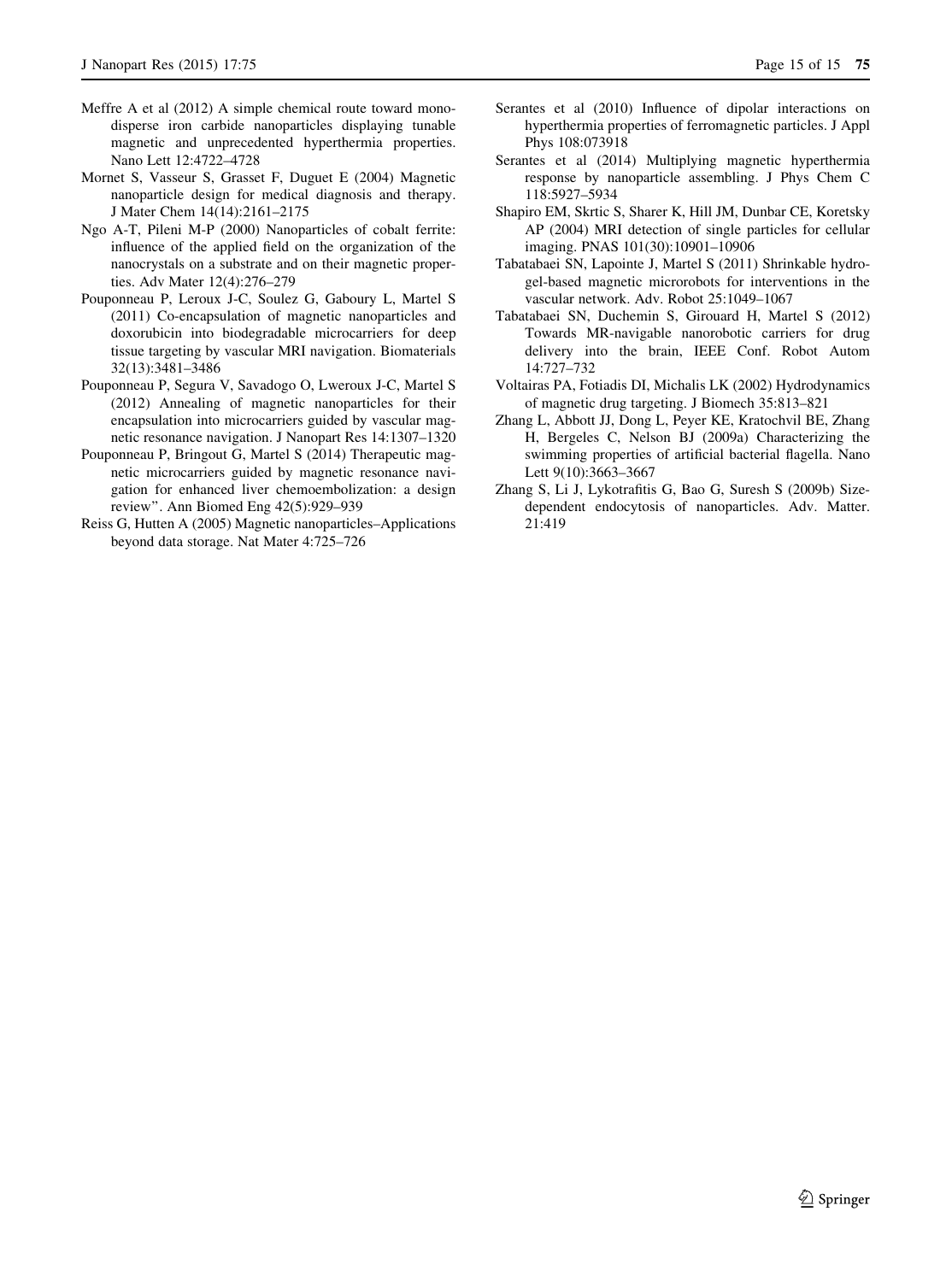Meffre A et al (2012) A simple chemical route toward monodisperse iron carbide nanoparticles displaying tunable magnetic and unprecedented hyperthermia properties. Nano Lett 12:4722–4728

Mornet S, Vasseur S, Grasset F, Duguet E (2004) Magnetic nanoparticle design for medical diagnosis and therapy. J Mater Chem 14(14):2161–2175

Ngo A-T, Pileni M-P (2000) Nanoparticles of cobalt ferrite: influence of the applied field on the organization of the nanocrystals on a substrate and on their magnetic properties. Adv Mater 12(4):276–279

Pouponneau P, Leroux J-C, Soulez G, Gaboury L, Martel S (2011) Co-encapsulation of magnetic nanoparticles and doxorubicin into biodegradable microcarriers for deep tissue targeting by vascular MRI navigation. Biomaterials 32(13):3481–3486

Pouponneau P, Segura V, Savadogo O, Lweroux J-C, Martel S (2012) Annealing of magnetic nanoparticles for their encapsulation into microcarriers guided by vascular magnetic resonance navigation. J Nanopart Res 14:1307–1320

Pouponneau P, Bringout G, Martel S (2014) Therapeutic magnetic microcarriers guided by magnetic resonance navigation for enhanced liver chemoembolization: a design review". Ann Biomed Eng 42(5):929–939

Reiss G, Hutten A (2005) Magnetic nanoparticles–Applications beyond data storage. Nat Mater 4:725–726

Serantes et al (2010) Influence of dipolar interactions on hyperthermia properties of ferromagnetic particles. J Appl Phys 108:073918

Serantes et al (2014) Multiplying magnetic hyperthermia response by nanoparticle assembling. J Phys Chem C 118:5927–5934

Shapiro EM, Skrtic S, Sharer K, Hill JM, Dunbar CE, Koretsky AP (2004) MRI detection of single particles for cellular imaging. PNAS 101(30):10901–10906

Tabatabaei SN, Lapointe J, Martel S (2011) Shrinkable hydrogel-based magnetic microrobots for interventions in the vascular network. Adv. Robot 25:1049–1067

Tabatabaei SN, Duchemin S, Girouard H, Martel S (2012) Towards MR-navigable nanorobotic carriers for drug delivery into the brain, IEEE Conf. Robot Autom 14:727–732

Voltairas PA, Fotiadis DI, Michalis LK (2002) Hydrodynamics of magnetic drug targeting. J Biomech 35:813–821

Zhang L, Abbott JJ, Dong L, Peyer KE, Kratochvil BE, Zhang H, Bergeles C, Nelson BJ (2009a) Characterizing the swimming properties of artificial bacterial flagella. Nano Lett 9(10):3663–3667

Zhang S, Li J, Lykotrafitis G, Bao G, Suresh S (2009b) Size-dependent endocytosis of nanoparticles. Adv. Matter. 21:419